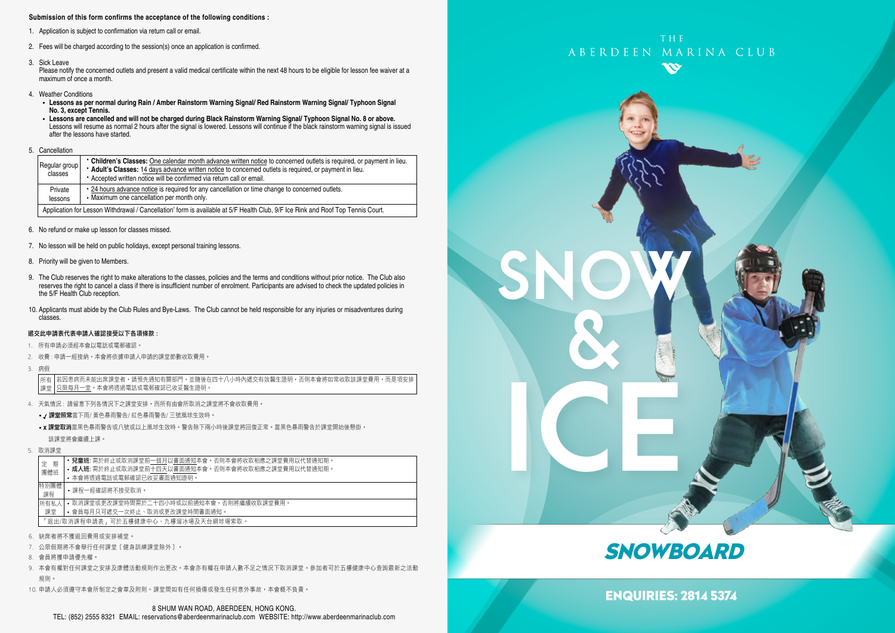**Submission of this form confirms the acceptance of the following conditions :**

1. Application is subject to confirmation via return call or email.
2. Fees will be charged according to the session(s) once an application is confirmed.
3. Sick Leave
   Please notify the concerned outlets and present a valid medical certificate within the next 48 hours to be eligible for lesson fee waiver at a maximum of once a month.
4. Weather Conditions
   - **Lessons as per normal during Rain / Amber Rainstorm Warning Signal/ Red Rainstorm Warning Signal/ Typhoon Signal No. 3, except Tennis.**
   - **Lessons are cancelled and will not be charged during Black Rainstorm Warning Signal/ Typhoon Signal No. 8 or above.** Lessons will resume as normal 2 hours after the signal is lowered. Lessons will continue if the black rainstorm warning signal is issued after the lessons have started.
5. Cancellation

| Regular group classes | • **Children's Classes:** One calendar month advance written notice to concerned outlets is required, or payment in lieu.<br>• **Adult's Classes:** 14 days advance written notice to concerned outlets is required, or payment in lieu.<br>• Accepted written notice will be confirmed via return call or email. |
|---|---|
| Private lessons | • 24 hours advance notice is required for any cancellation or time change to concerned outlets.<br>• Maximum one cancellation per month only. |
| Application for Lesson Withdrawal / Cancellation' form is available at 5/F Health Club, 9/F Ice Rink and Roof Top Tennis Court. | |

6. No refund or make up lesson for classes missed.
7. No lesson will be held on public holidays, except personal training lessons.
8. Priority will be given to Members.
9. The Club reserves the right to make alterations to the classes, policies and the terms and conditions without prior notice. The Club also reserves the right to cancel a class if there is insufficient number of enrolment. Participants are advised to check the updated policies in the 5/F Health Club reception.
10. Applicants must abide by the Club Rules and Bye-Laws. The Club cannot be held responsible for any injuries or misadventures during classes.

**遞交此申請表代表申請人確認接受以下各項條款：**

1. 所有申請必須經本會以電話或電郵確認。
2. 收費：申請一經接納，本會將依據申請人申請的課堂節數收取費用。
3. 病假

| 所有課堂 | 若因患病而未能出席課堂者，請預先通知有關部門，並隨後在四十八小時內遞交有效醫生證明，否則本會將如常收取該課堂費用，而是項安排只限每月一堂。本會將透過電話或電郵確認已收妥醫生證明。 |
|---|---|

4. 天氣情況：請留意下列各情況下之課堂安排，而所有由會所取消之課堂將不會收取費用。
   - ✓ **課堂照常**當下雨/ 黃色暴雨警告/ 紅色暴雨警告/ 三號風球生效時。
   - x **課堂取消**當黑色暴雨警告或八號或以上風球生效時。警告除下兩小時後課堂將回復正常。當黑色暴雨警告於課堂開始後懸掛，該課堂將會繼續上課。
5. 取消課堂

| 定期團體班 | • **兒童班:** 需於終止或取消課堂前一個月以書面通知本會。否則本會將收取相應之課堂費用以代替通知期。<br>• **成人班:** 需於終止或取消課堂前十四天以書面通知本會。否則本會將收取相應之課堂費用以代替通知期。<br>• 本會將透過電話或電郵確認已收妥書面通知證明。 |
|---|---|
| 特別團體課程 | • 課程一經確認將不接受取消。 |
| 所有私人課堂 | • 取消課堂或更改課堂時間需於二十四小時或以前通知本會，否則將繼續收取課堂費用。<br>• 會員每月只可遞交一次終止、取消或更改課堂時間書面通知。 |
| 「退出/取消課程申請表」可於五樓健康中心、九樓溜冰場及天台網球場索取。 | |

6. 缺席者將不獲退回費用或安排補堂。
7. 公眾假期將不會舉行任何課堂﹝健身訓練課堂除外﹞。
8. 會員將獲申請優先權。
9. 本會有權對任何課堂之安排及康體活動規則作出更改。本會亦有權在申請人數不足之情況下取消課堂。參加者可於五樓健康中心查詢最新之活動規則。
10. 申請人必須遵守本會所制定之會章及附則。課堂間如有任何損傷或發生任何意外事故，本會概不負責。

8 SHUM WAN ROAD, ABERDEEN, HONG KONG.
TEL: (852) 2555 8321 EMAIL: reservations@aberdeenmarinaclub.com WEBSITE: http://www.aberdeenmarinaclub.com

THE ABERDEEN MARINA CLUB

# SNOW & ICE

## SNOWBOARD

**ENQUIRIES: 2814 5374**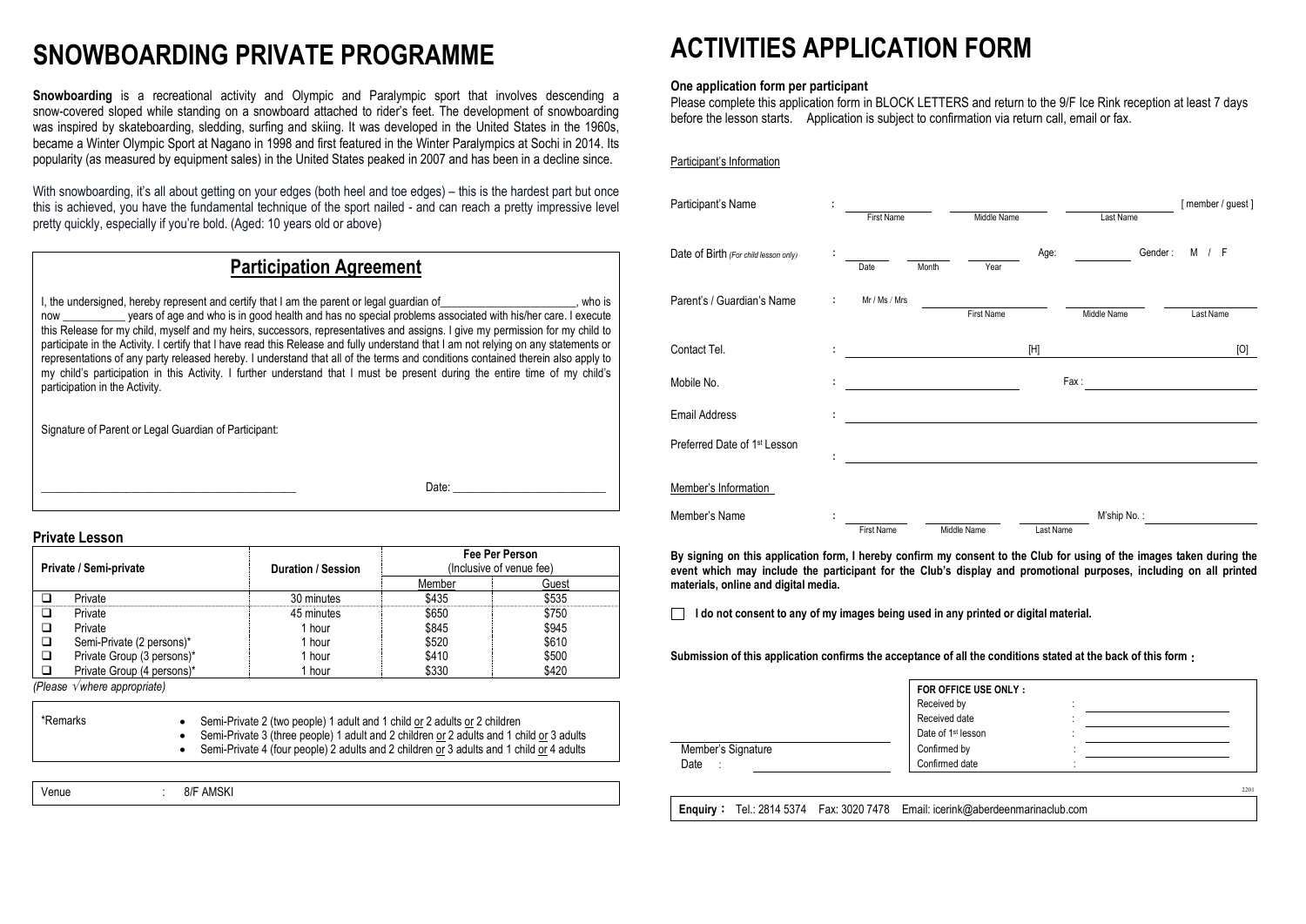# SNOWBOARDING PRIVATE PROGRAMME

**Snowboarding** is a recreational activity and Olympic and Paralympic sport that involves descending a snow-covered sloped while standing on a snowboard attached to rider's feet. The development of snowboarding was inspired by skateboarding, sledding, surfing and skiing. It was developed in the United States in the 1960s, became a Winter Olympic Sport at Nagano in 1998 and first featured in the Winter Paralympics at Sochi in 2014. Its popularity (as measured by equipment sales) in the United States peaked in 2007 and has been in a decline since.

With snowboarding, it's all about getting on your edges (both heel and toe edges) – this is the hardest part but once this is achieved, you have the fundamental technique of the sport nailed - and can reach a pretty impressive level pretty quickly, especially if you're bold. (Aged: 10 years old or above)

## Participation Agreement

I, the undersigned, hereby represent and certify that I am the parent or legal guardian of________________________, who is now ___________ years of age and who is in good health and has no special problems associated with his/her care. I execute this Release for my child, myself and my heirs, successors, representatives and assigns. I give my permission for my child to participate in the Activity. I certify that I have read this Release and fully understand that I am not relying on any statements or representations of any party released hereby. I understand that all of the terms and conditions contained therein also apply to my child's participation in this Activity. I further understand that I must be present during the entire time of my child's participation in the Activity.

Signature of Parent or Legal Guardian of Participant:

_____________________________________________ Date: __________________________

### Private Lesson

| Private / Semi-private | Duration / Session | Fee Per Person (Inclusive of venue fee) | |
|---|---|---|---|
| | | Member | Guest |
| ❑ Private | 30 minutes | $435 | $535 |
| ❑ Private | 45 minutes | $650 | $750 |
| ❑ Private | 1 hour | $845 | $945 |
| ❑ Semi-Private (2 persons)* | 1 hour | $520 | $610 |
| ❑ Private Group (3 persons)* | 1 hour | $410 | $500 |
| ❑ Private Group (4 persons)* | 1 hour | $330 | $420 |

*(Please √ where appropriate)*

*Remarks

- Semi-Private 2 (two people) 1 adult and 1 child or 2 adults or 2 children
- Semi-Private 3 (three people) 1 adult and 2 children or 2 adults and 1 child or 3 adults
- Semi-Private 4 (four people) 2 adults and 2 children or 3 adults and 1 child or 4 adults

Venue : 8/F AMSKI

# ACTIVITIES APPLICATION FORM

**One application form per participant**

Please complete this application form in BLOCK LETTERS and return to the 9/F Ice Rink reception at least 7 days before the lesson starts. Application is subject to confirmation via return call, email or fax.

Participant's Information

Participant's Name : __________ First Name __________ Middle Name __________ Last Name [ member / guest ]

Date of Birth *(For child lesson only)* : ______ Date ______ Month ______ Year Age: ________ Gender : M / F

Parent's / Guardian's Name : Mr / Ms / Mrs __________ First Name __________ Middle Name __________ Last Name

Contact Tel. : ______________________ [H] ______________________ [O]

Mobile No. : ______________________ Fax : ______________________

Email Address : ____________________________________________

Preferred Date of 1st Lesson : ____________________________________________

Member's Information

Member's Name : __________ First Name __________ Middle Name __________ Last Name M'ship No. : __________

**By signing on this application form, I hereby confirm my consent to the Club for using of the images taken during the event which may include the participant for the Club's display and promotional purposes, including on all printed materials, online and digital media.**

☐ **I do not consent to any of my images being used in any printed or digital material.**

**Submission of this application confirms the acceptance of all the conditions stated at the back of this form :**

Member's Signature ______________________

Date : ______________________

**FOR OFFICE USE ONLY :**

Received by : ______________________

Received date : ______________________

Date of 1st lesson : ______________________

Confirmed by : ______________________

Confirmed date : ______________________

2201

**Enquiry :** Tel.: 2814 5374 Fax: 3020 7478 Email: icerink@aberdeenmarinaclub.com